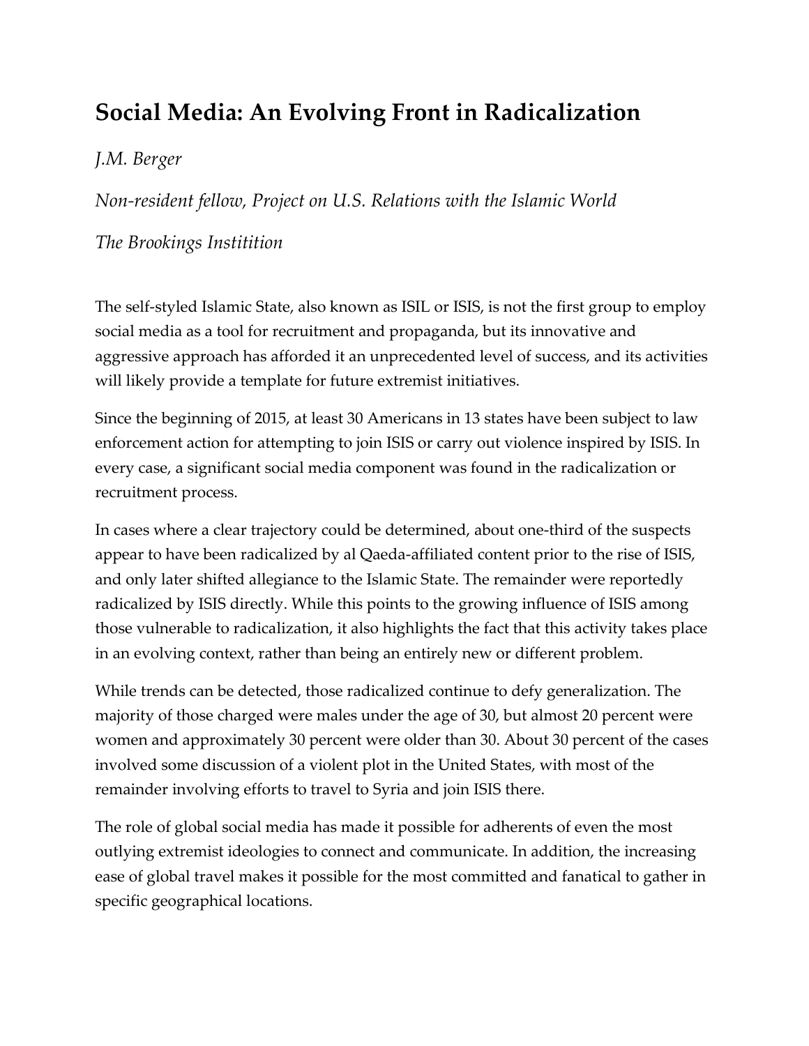# Social Media: An Evolving Front in Radicalization

*J.M. Berger*

*Non-resident fellow, Project on U.S. Relations with the Islamic World*

*The Brookings Institition*

The self-styled Islamic State, also known as ISIL or ISIS, is not the first group to employ social media as a tool for recruitment and propaganda, but its innovative and aggressive approach has afforded it an unprecedented level of success, and its activities will likely provide a template for future extremist initiatives.

Since the beginning of 2015, at least 30 Americans in 13 states have been subject to law enforcement action for attempting to join ISIS or carry out violence inspired by ISIS. In every case, a significant social media component was found in the radicalization or recruitment process.

In cases where a clear trajectory could be determined, about one-third of the suspects appear to have been radicalized by al Qaeda-affiliated content prior to the rise of ISIS, and only later shifted allegiance to the Islamic State. The remainder were reportedly radicalized by ISIS directly. While this points to the growing influence of ISIS among those vulnerable to radicalization, it also highlights the fact that this activity takes place in an evolving context, rather than being an entirely new or different problem.

While trends can be detected, those radicalized continue to defy generalization. The majority of those charged were males under the age of 30, but almost 20 percent were women and approximately 30 percent were older than 30. About 30 percent of the cases involved some discussion of a violent plot in the United States, with most of the remainder involving efforts to travel to Syria and join ISIS there.

The role of global social media has made it possible for adherents of even the most outlying extremist ideologies to connect and communicate. In addition, the increasing ease of global travel makes it possible for the most committed and fanatical to gather in specific geographical locations.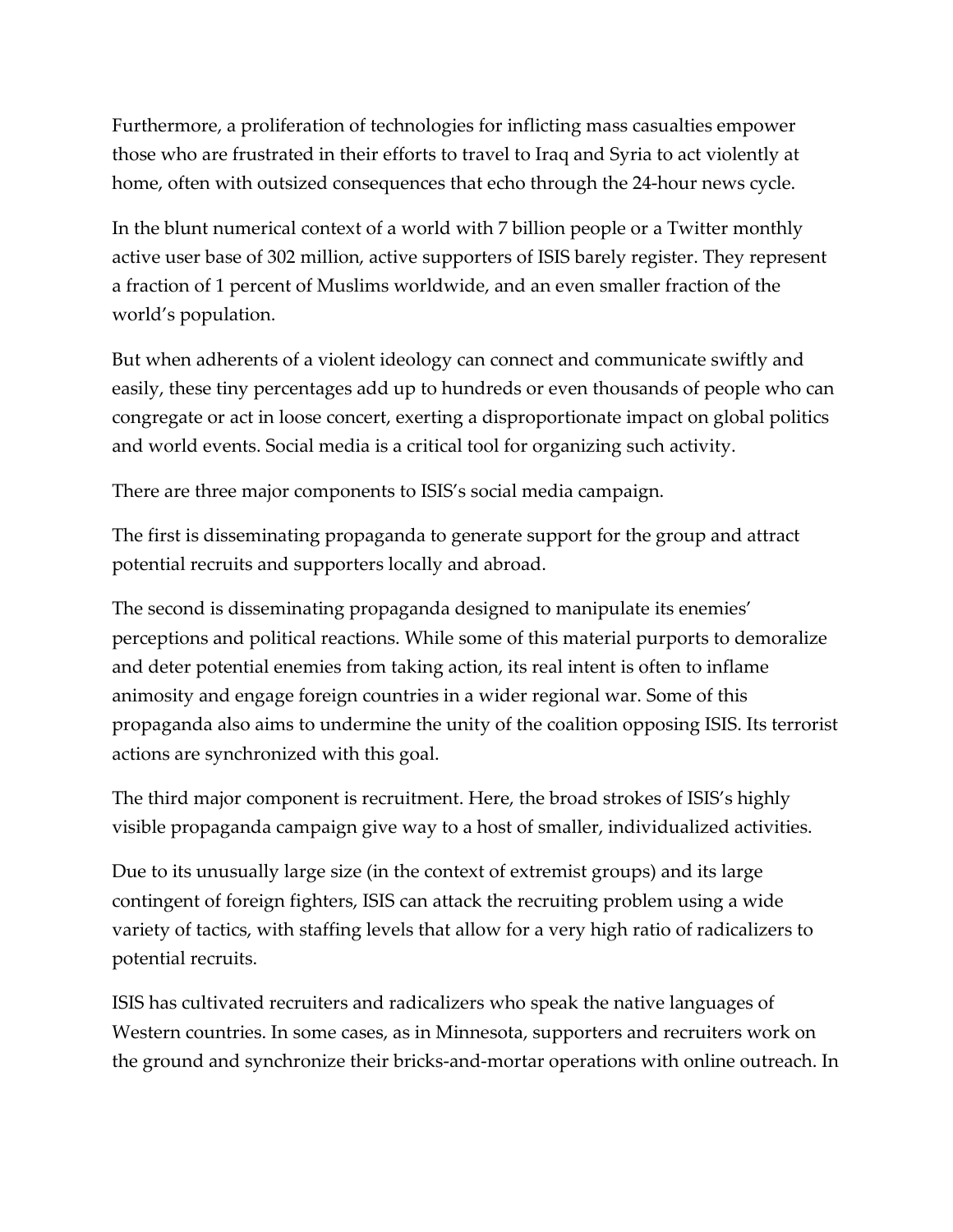Furthermore, a proliferation of technologies for inflicting mass casualties empower those who are frustrated in their efforts to travel to Iraq and Syria to act violently at home, often with outsized consequences that echo through the 24-hour news cycle.

In the blunt numerical context of a world with 7 billion people or a Twitter monthly active user base of 302 million, active supporters of ISIS barely register. They represent a fraction of 1 percent of Muslims worldwide, and an even smaller fraction of the world's population.

But when adherents of a violent ideology can connect and communicate swiftly and easily, these tiny percentages add up to hundreds or even thousands of people who can congregate or act in loose concert, exerting a disproportionate impact on global politics and world events. Social media is a critical tool for organizing such activity.

There are three major components to ISIS's social media campaign.

The first is disseminating propaganda to generate support for the group and attract potential recruits and supporters locally and abroad.

The second is disseminating propaganda designed to manipulate its enemies' perceptions and political reactions. While some of this material purports to demoralize and deter potential enemies from taking action, its real intent is often to inflame animosity and engage foreign countries in a wider regional war. Some of this propaganda also aims to undermine the unity of the coalition opposing ISIS. Its terrorist actions are synchronized with this goal.

The third major component is recruitment. Here, the broad strokes of ISIS's highly visible propaganda campaign give way to a host of smaller, individualized activities.

Due to its unusually large size (in the context of extremist groups) and its large contingent of foreign fighters, ISIS can attack the recruiting problem using a wide variety of tactics, with staffing levels that allow for a very high ratio of radicalizers to potential recruits.

ISIS has cultivated recruiters and radicalizers who speak the native languages of Western countries. In some cases, as in Minnesota, supporters and recruiters work on the ground and synchronize their bricks-and-mortar operations with online outreach. In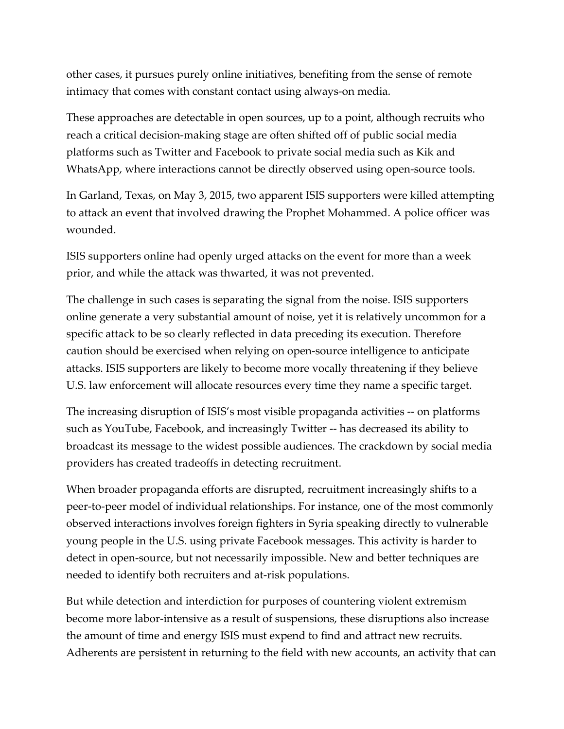other cases, it pursues purely online initiatives, benefiting from the sense of remote intimacy that comes with constant contact using always-on media.

These approaches are detectable in open sources, up to a point, although recruits who reach a critical decision-making stage are often shifted off of public social media platforms such as Twitter and Facebook to private social media such as Kik and WhatsApp, where interactions cannot be directly observed using open-source tools.

In Garland, Texas, on May 3, 2015, two apparent ISIS supporters were killed attempting to attack an event that involved drawing the Prophet Mohammed. A police officer was wounded.

ISIS supporters online had openly urged attacks on the event for more than a week prior, and while the attack was thwarted, it was not prevented.

The challenge in such cases is separating the signal from the noise. ISIS supporters online generate a very substantial amount of noise, yet it is relatively uncommon for a specific attack to be so clearly reflected in data preceding its execution. Therefore caution should be exercised when relying on open-source intelligence to anticipate attacks. ISIS supporters are likely to become more vocally threatening if they believe U.S. law enforcement will allocate resources every time they name a specific target.

The increasing disruption of ISIS's most visible propaganda activities -- on platforms such as YouTube, Facebook, and increasingly Twitter -- has decreased its ability to broadcast its message to the widest possible audiences. The crackdown by social media providers has created tradeoffs in detecting recruitment.

When broader propaganda efforts are disrupted, recruitment increasingly shifts to a peer-to-peer model of individual relationships. For instance, one of the most commonly observed interactions involves foreign fighters in Syria speaking directly to vulnerable young people in the U.S. using private Facebook messages. This activity is harder to detect in open-source, but not necessarily impossible. New and better techniques are needed to identify both recruiters and at-risk populations.

But while detection and interdiction for purposes of countering violent extremism become more labor-intensive as a result of suspensions, these disruptions also increase the amount of time and energy ISIS must expend to find and attract new recruits. Adherents are persistent in returning to the field with new accounts, an activity that can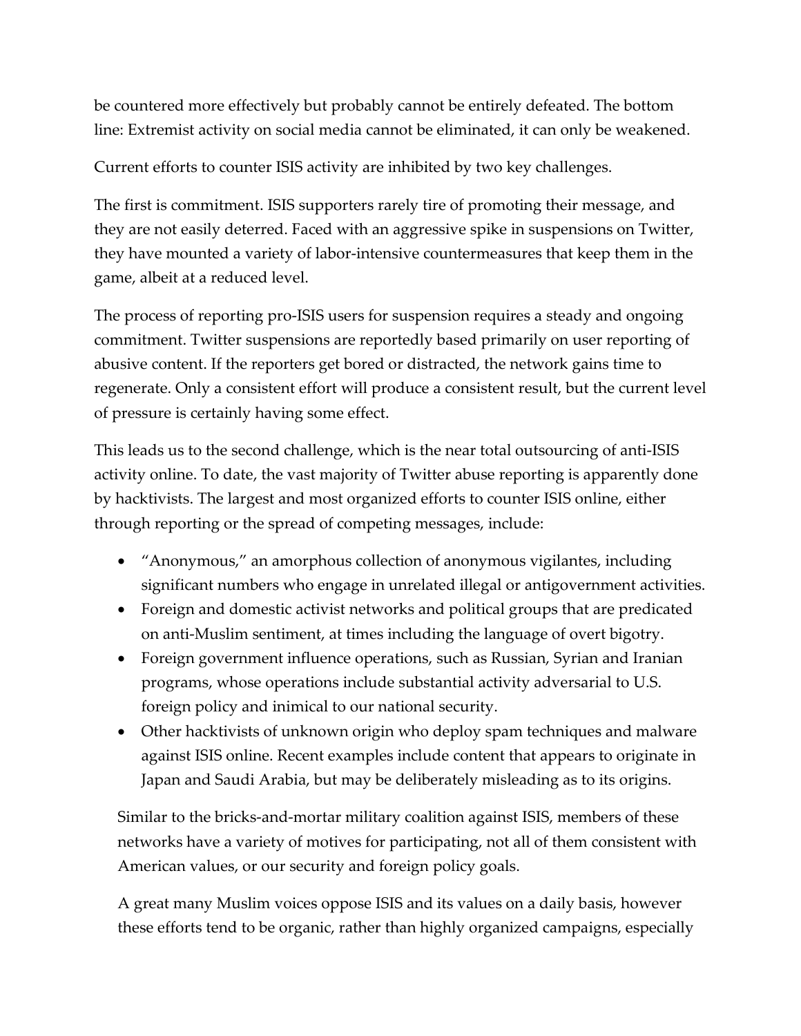be countered more effectively but probably cannot be entirely defeated. The bottom line: Extremist activity on social media cannot be eliminated, it can only be weakened.

Current efforts to counter ISIS activity are inhibited by two key challenges.

The first is commitment. ISIS supporters rarely tire of promoting their message, and they are not easily deterred. Faced with an aggressive spike in suspensions on Twitter, they have mounted a variety of labor-intensive countermeasures that keep them in the game, albeit at a reduced level.

The process of reporting pro-ISIS users for suspension requires a steady and ongoing commitment. Twitter suspensions are reportedly based primarily on user reporting of abusive content. If the reporters get bored or distracted, the network gains time to regenerate. Only a consistent effort will produce a consistent result, but the current level of pressure is certainly having some effect.

This leads us to the second challenge, which is the near total outsourcing of anti-ISIS activity online. To date, the vast majority of Twitter abuse reporting is apparently done by hacktivists. The largest and most organized efforts to counter ISIS online, either through reporting or the spread of competing messages, include:

- "Anonymous," an amorphous collection of anonymous vigilantes, including significant numbers who engage in unrelated illegal or antigovernment activities.
- Foreign and domestic activist networks and political groups that are predicated on anti-Muslim sentiment, at times including the language of overt bigotry.
- Foreign government influence operations, such as Russian, Syrian and Iranian programs, whose operations include substantial activity adversarial to U.S. foreign policy and inimical to our national security.
- Other hacktivists of unknown origin who deploy spam techniques and malware against ISIS online. Recent examples include content that appears to originate in Japan and Saudi Arabia, but may be deliberately misleading as to its origins.

Similar to the bricks-and-mortar military coalition against ISIS, members of these networks have a variety of motives for participating, not all of them consistent with American values, or our security and foreign policy goals.

A great many Muslim voices oppose ISIS and its values on a daily basis, however these efforts tend to be organic, rather than highly organized campaigns, especially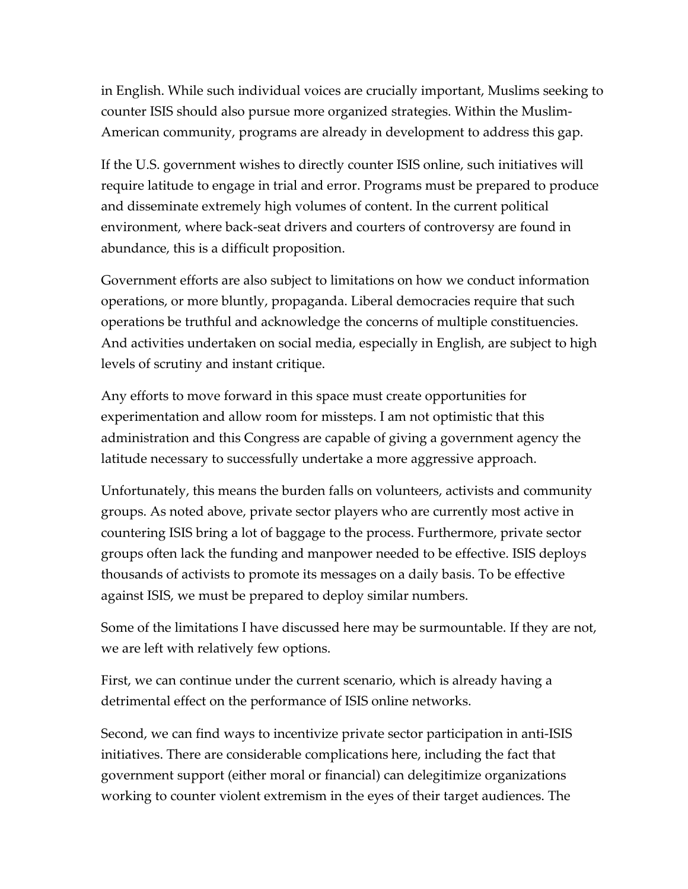in English. While such individual voices are crucially important, Muslims seeking to counter ISIS should also pursue more organized strategies. Within the Muslim-American community, programs are already in development to address this gap.

If the U.S. government wishes to directly counter ISIS online, such initiatives will require latitude to engage in trial and error. Programs must be prepared to produce and disseminate extremely high volumes of content. In the current political environment, where back-seat drivers and courters of controversy are found in abundance, this is a difficult proposition.

Government efforts are also subject to limitations on how we conduct information operations, or more bluntly, propaganda. Liberal democracies require that such operations be truthful and acknowledge the concerns of multiple constituencies. And activities undertaken on social media, especially in English, are subject to high levels of scrutiny and instant critique.

Any efforts to move forward in this space must create opportunities for experimentation and allow room for missteps. I am not optimistic that this administration and this Congress are capable of giving a government agency the latitude necessary to successfully undertake a more aggressive approach.

Unfortunately, this means the burden falls on volunteers, activists and community groups. As noted above, private sector players who are currently most active in countering ISIS bring a lot of baggage to the process. Furthermore, private sector groups often lack the funding and manpower needed to be effective. ISIS deploys thousands of activists to promote its messages on a daily basis. To be effective against ISIS, we must be prepared to deploy similar numbers.

Some of the limitations I have discussed here may be surmountable. If they are not, we are left with relatively few options.

First, we can continue under the current scenario, which is already having a detrimental effect on the performance of ISIS online networks.

Second, we can find ways to incentivize private sector participation in anti-ISIS initiatives. There are considerable complications here, including the fact that government support (either moral or financial) can delegitimize organizations working to counter violent extremism in the eyes of their target audiences. The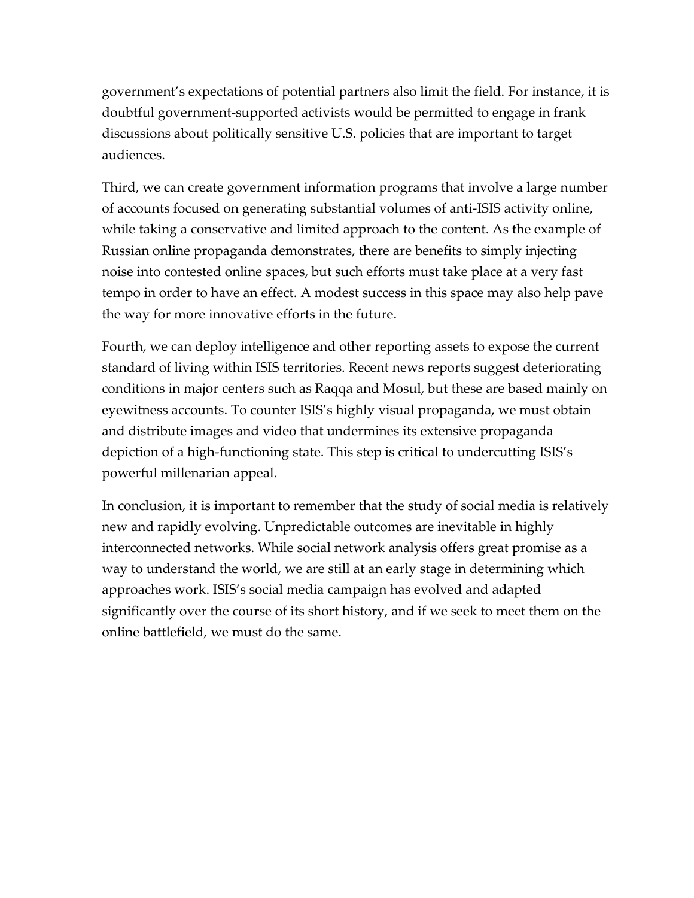government's expectations of potential partners also limit the field. For instance, it is doubtful government-supported activists would be permitted to engage in frank discussions about politically sensitive U.S. policies that are important to target audiences.

Third, we can create government information programs that involve a large number of accounts focused on generating substantial volumes of anti-ISIS activity online, while taking a conservative and limited approach to the content. As the example of Russian online propaganda demonstrates, there are benefits to simply injecting noise into contested online spaces, but such efforts must take place at a very fast tempo in order to have an effect. A modest success in this space may also help pave the way for more innovative efforts in the future.

Fourth, we can deploy intelligence and other reporting assets to expose the current standard of living within ISIS territories. Recent news reports suggest deteriorating conditions in major centers such as Raqqa and Mosul, but these are based mainly on eyewitness accounts. To counter ISIS's highly visual propaganda, we must obtain and distribute images and video that undermines its extensive propaganda depiction of a high-functioning state. This step is critical to undercutting ISIS's powerful millenarian appeal.

In conclusion, it is important to remember that the study of social media is relatively new and rapidly evolving. Unpredictable outcomes are inevitable in highly interconnected networks. While social network analysis offers great promise as a way to understand the world, we are still at an early stage in determining which approaches work. ISIS's social media campaign has evolved and adapted significantly over the course of its short history, and if we seek to meet them on the online battlefield, we must do the same.